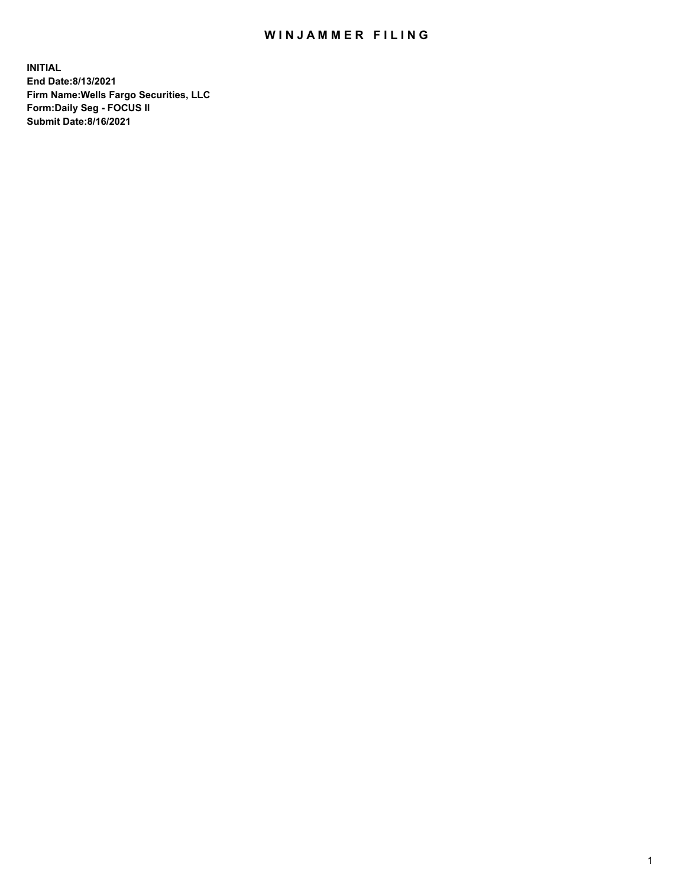# WINJAMMER FILING

**INITIAL**
**End Date:8/13/2021**
**Firm Name:Wells Fargo Securities, LLC**
**Form:Daily Seg - FOCUS II**
**Submit Date:8/16/2021**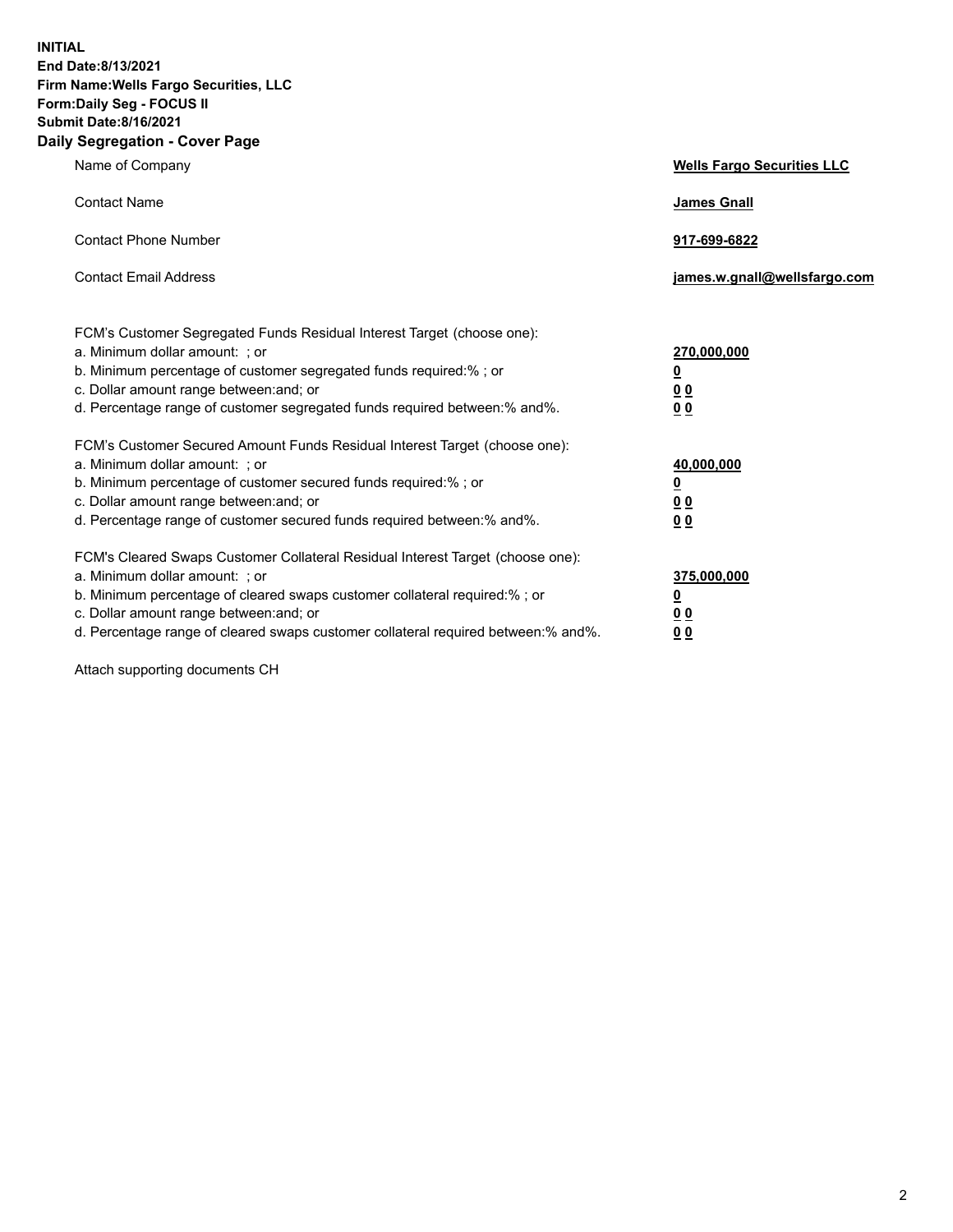**INITIAL**
**End Date:8/13/2021**
**Firm Name:Wells Fargo Securities, LLC**
**Form:Daily Seg - FOCUS II**
**Submit Date:8/16/2021**

## Daily Segregation - Cover Page

| | |
|---|---|
| Name of Company | **Wells Fargo Securities LLC** |
| Contact Name | **James Gnall** |
| Contact Phone Number | **917-699-6822** |
| Contact Email Address | **james.w.gnall@wellsfargo.com** |

| | |
|---|---|
| FCM's Customer Segregated Funds Residual Interest Target (choose one): | |
| a. Minimum dollar amount: ; or | **270,000,000** |
| b. Minimum percentage of customer segregated funds required:% ; or | **0** |
| c. Dollar amount range between:and; or | **0 0** |
| d. Percentage range of customer segregated funds required between:% and%. | **0 0** |
| FCM's Customer Secured Amount Funds Residual Interest Target (choose one): | |
| a. Minimum dollar amount: ; or | **40,000,000** |
| b. Minimum percentage of customer secured funds required:% ; or | **0** |
| c. Dollar amount range between:and; or | **0 0** |
| d. Percentage range of customer secured funds required between:% and%. | **0 0** |
| FCM's Cleared Swaps Customer Collateral Residual Interest Target (choose one): | |
| a. Minimum dollar amount: ; or | **375,000,000** |
| b. Minimum percentage of cleared swaps customer collateral required:% ; or | **0** |
| c. Dollar amount range between:and; or | **0 0** |
| d. Percentage range of cleared swaps customer collateral required between:% and%. | **0 0** |

Attach supporting documents CH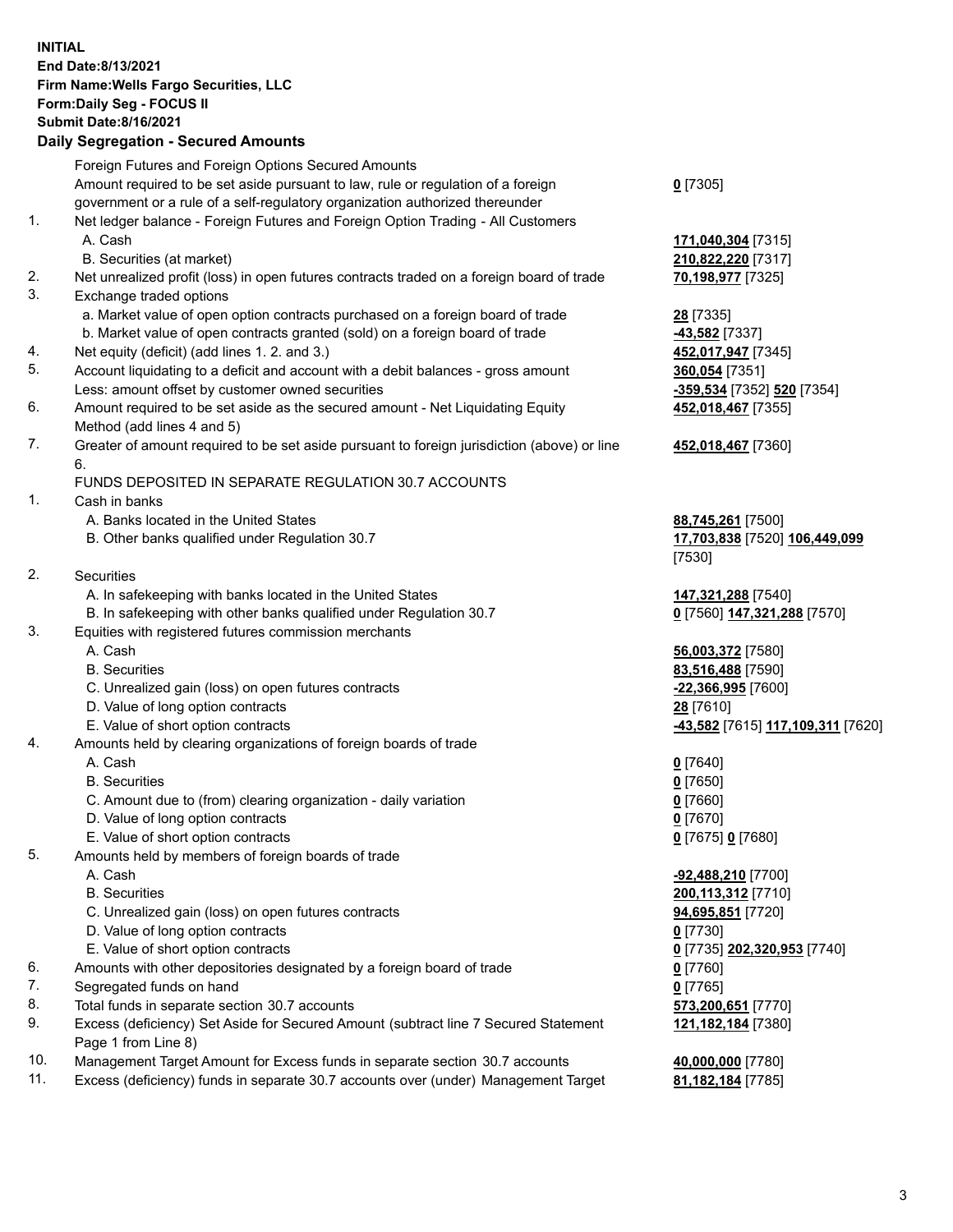**INITIAL**
**End Date:8/13/2021**
**Firm Name:Wells Fargo Securities, LLC**
**Form:Daily Seg - FOCUS II**
**Submit Date:8/16/2021**

## Daily Segregation - Secured Amounts

| | | |
|---|---|---|
| | Foreign Futures and Foreign Options Secured Amounts | |
| | Amount required to be set aside pursuant to law, rule or regulation of a foreign government or a rule of a self-regulatory organization authorized thereunder | **0** [7305] |
| 1. | Net ledger balance - Foreign Futures and Foreign Option Trading - All Customers | |
| | A. Cash | **171,040,304** [7315] |
| | B. Securities (at market) | **210,822,220** [7317] |
| 2. | Net unrealized profit (loss) in open futures contracts traded on a foreign board of trade | **70,198,977** [7325] |
| 3. | Exchange traded options | |
| | a. Market value of open option contracts purchased on a foreign board of trade | **28** [7335] |
| | b. Market value of open contracts granted (sold) on a foreign board of trade | **-43,582** [7337] |
| 4. | Net equity (deficit) (add lines 1. 2. and 3.) | **452,017,947** [7345] |
| 5. | Account liquidating to a deficit and account with a debit balances - gross amount | **360,054** [7351] |
| | Less: amount offset by customer owned securities | **-359,534** [7352] **520** [7354] |
| 6. | Amount required to be set aside as the secured amount - Net Liquidating Equity Method (add lines 4 and 5) | **452,018,467** [7355] |
| 7. | Greater of amount required to be set aside pursuant to foreign jurisdiction (above) or line 6. | **452,018,467** [7360] |
| | FUNDS DEPOSITED IN SEPARATE REGULATION 30.7 ACCOUNTS | |
| 1. | Cash in banks | |
| | A. Banks located in the United States | **88,745,261** [7500] |
| | B. Other banks qualified under Regulation 30.7 | **17,703,838** [7520] **106,449,099** [7530] |
| 2. | Securities | |
| | A. In safekeeping with banks located in the United States | **147,321,288** [7540] |
| | B. In safekeeping with other banks qualified under Regulation 30.7 | **0** [7560] **147,321,288** [7570] |
| 3. | Equities with registered futures commission merchants | |
| | A. Cash | **56,003,372** [7580] |
| | B. Securities | **83,516,488** [7590] |
| | C. Unrealized gain (loss) on open futures contracts | **-22,366,995** [7600] |
| | D. Value of long option contracts | **28** [7610] |
| | E. Value of short option contracts | **-43,582** [7615] **117,109,311** [7620] |
| 4. | Amounts held by clearing organizations of foreign boards of trade | |
| | A. Cash | **0** [7640] |
| | B. Securities | **0** [7650] |
| | C. Amount due to (from) clearing organization - daily variation | **0** [7660] |
| | D. Value of long option contracts | **0** [7670] |
| | E. Value of short option contracts | **0** [7675] **0** [7680] |
| 5. | Amounts held by members of foreign boards of trade | |
| | A. Cash | **-92,488,210** [7700] |
| | B. Securities | **200,113,312** [7710] |
| | C. Unrealized gain (loss) on open futures contracts | **94,695,851** [7720] |
| | D. Value of long option contracts | **0** [7730] |
| | E. Value of short option contracts | **0** [7735] **202,320,953** [7740] |
| 6. | Amounts with other depositories designated by a foreign board of trade | **0** [7760] |
| 7. | Segregated funds on hand | **0** [7765] |
| 8. | Total funds in separate section 30.7 accounts | **573,200,651** [7770] |
| 9. | Excess (deficiency) Set Aside for Secured Amount (subtract line 7 Secured Statement Page 1 from Line 8) | **121,182,184** [7380] |
| 10. | Management Target Amount for Excess funds in separate section 30.7 accounts | **40,000,000** [7780] |
| 11. | Excess (deficiency) funds in separate 30.7 accounts over (under) Management Target | **81,182,184** [7785] |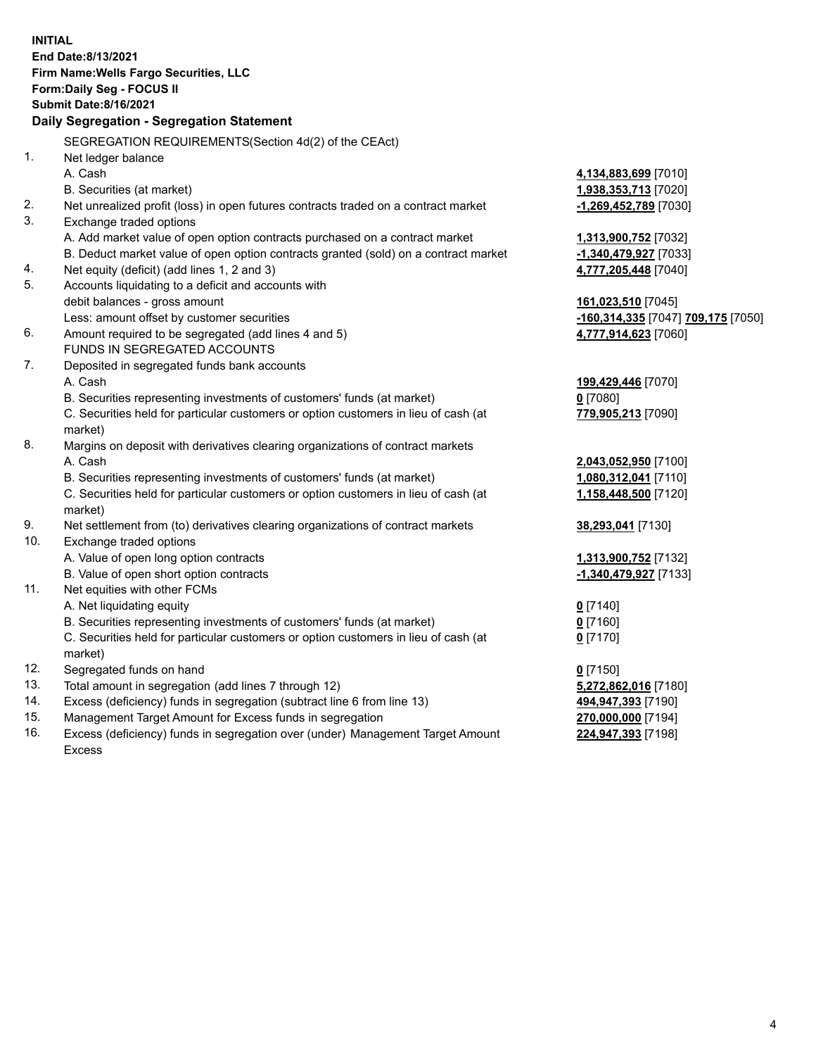**INITIAL**
**End Date:8/13/2021**
**Firm Name:Wells Fargo Securities, LLC**
**Form:Daily Seg - FOCUS II**
**Submit Date:8/16/2021**

## Daily Segregation - Segregation Statement

SEGREGATION REQUIREMENTS(Section 4d(2) of the CEAct)

| | | |
|---|---|---|
| 1. | Net ledger balance | |
| | A. Cash | **4,134,883,699** [7010] |
| | B. Securities (at market) | **1,938,353,713** [7020] |
| 2. | Net unrealized profit (loss) in open futures contracts traded on a contract market | **-1,269,452,789** [7030] |
| 3. | Exchange traded options | |
| | A. Add market value of open option contracts purchased on a contract market | **1,313,900,752** [7032] |
| | B. Deduct market value of open option contracts granted (sold) on a contract market | **-1,340,479,927** [7033] |
| 4. | Net equity (deficit) (add lines 1, 2 and 3) | **4,777,205,448** [7040] |
| 5. | Accounts liquidating to a deficit and accounts with debit balances - gross amount | **161,023,510** [7045] |
| | Less: amount offset by customer securities | **-160,314,335** [7047] **709,175** [7050] |
| 6. | Amount required to be segregated (add lines 4 and 5) | **4,777,914,623** [7060] |
| | FUNDS IN SEGREGATED ACCOUNTS | |
| 7. | Deposited in segregated funds bank accounts | |
| | A. Cash | **199,429,446** [7070] |
| | B. Securities representing investments of customers' funds (at market) | **0** [7080] |
| | C. Securities held for particular customers or option customers in lieu of cash (at market) | **779,905,213** [7090] |
| 8. | Margins on deposit with derivatives clearing organizations of contract markets | |
| | A. Cash | **2,043,052,950** [7100] |
| | B. Securities representing investments of customers' funds (at market) | **1,080,312,041** [7110] |
| | C. Securities held for particular customers or option customers in lieu of cash (at market) | **1,158,448,500** [7120] |
| 9. | Net settlement from (to) derivatives clearing organizations of contract markets | **38,293,041** [7130] |
| 10. | Exchange traded options | |
| | A. Value of open long option contracts | **1,313,900,752** [7132] |
| | B. Value of open short option contracts | **-1,340,479,927** [7133] |
| 11. | Net equities with other FCMs | |
| | A. Net liquidating equity | **0** [7140] |
| | B. Securities representing investments of customers' funds (at market) | **0** [7160] |
| | C. Securities held for particular customers or option customers in lieu of cash (at market) | **0** [7170] |
| 12. | Segregated funds on hand | **0** [7150] |
| 13. | Total amount in segregation (add lines 7 through 12) | **5,272,862,016** [7180] |
| 14. | Excess (deficiency) funds in segregation (subtract line 6 from line 13) | **494,947,393** [7190] |
| 15. | Management Target Amount for Excess funds in segregation | **270,000,000** [7194] |
| 16. | Excess (deficiency) funds in segregation over (under) Management Target Amount Excess | **224,947,393** [7198] |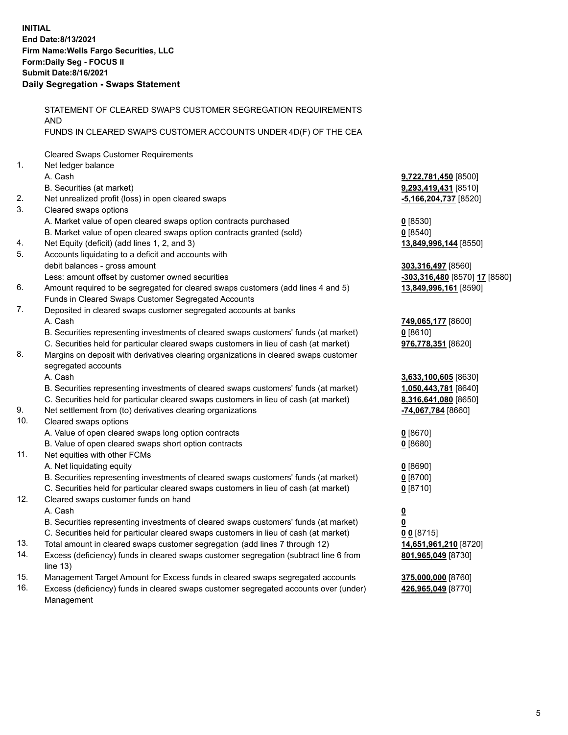**INITIAL**
**End Date:8/13/2021**
**Firm Name:Wells Fargo Securities, LLC**
**Form:Daily Seg - FOCUS II**
**Submit Date:8/16/2021**
**Daily Segregation - Swaps Statement**

STATEMENT OF CLEARED SWAPS CUSTOMER SEGREGATION REQUIREMENTS AND FUNDS IN CLEARED SWAPS CUSTOMER ACCOUNTS UNDER 4D(F) OF THE CEA

| | | |
|---|---|---|
| | Cleared Swaps Customer Requirements | |
| 1. | Net ledger balance | |
| | A. Cash | **9,722,781,450** [8500] |
| | B. Securities (at market) | **9,293,419,431** [8510] |
| 2. | Net unrealized profit (loss) in open cleared swaps | **-5,166,204,737** [8520] |
| 3. | Cleared swaps options | |
| | A. Market value of open cleared swaps option contracts purchased | **0** [8530] |
| | B. Market value of open cleared swaps option contracts granted (sold) | **0** [8540] |
| 4. | Net Equity (deficit) (add lines 1, 2, and 3) | **13,849,996,144** [8550] |
| 5. | Accounts liquidating to a deficit and accounts with debit balances - gross amount | **303,316,497** [8560] |
| | Less: amount offset by customer owned securities | **-303,316,480** [8570] **17** [8580] |
| 6. | Amount required to be segregated for cleared swaps customers (add lines 4 and 5) | **13,849,996,161** [8590] |
| | Funds in Cleared Swaps Customer Segregated Accounts | |
| 7. | Deposited in cleared swaps customer segregated accounts at banks | |
| | A. Cash | **749,065,177** [8600] |
| | B. Securities representing investments of cleared swaps customers' funds (at market) | **0** [8610] |
| | C. Securities held for particular cleared swaps customers in lieu of cash (at market) | **976,778,351** [8620] |
| 8. | Margins on deposit with derivatives clearing organizations in cleared swaps customer segregated accounts | |
| | A. Cash | **3,633,100,605** [8630] |
| | B. Securities representing investments of cleared swaps customers' funds (at market) | **1,050,443,781** [8640] |
| | C. Securities held for particular cleared swaps customers in lieu of cash (at market) | **8,316,641,080** [8650] |
| 9. | Net settlement from (to) derivatives clearing organizations | **-74,067,784** [8660] |
| 10. | Cleared swaps options | |
| | A. Value of open cleared swaps long option contracts | **0** [8670] |
| | B. Value of open cleared swaps short option contracts | **0** [8680] |
| 11. | Net equities with other FCMs | |
| | A. Net liquidating equity | **0** [8690] |
| | B. Securities representing investments of cleared swaps customers' funds (at market) | **0** [8700] |
| | C. Securities held for particular cleared swaps customers in lieu of cash (at market) | **0** [8710] |
| 12. | Cleared swaps customer funds on hand | |
| | A. Cash | **0** |
| | B. Securities representing investments of cleared swaps customers' funds (at market) | **0** |
| | C. Securities held for particular cleared swaps customers in lieu of cash (at market) | **0** **0** [8715] |
| 13. | Total amount in cleared swaps customer segregation (add lines 7 through 12) | **14,651,961,210** [8720] |
| 14. | Excess (deficiency) funds in cleared swaps customer segregation (subtract line 6 from line 13) | **801,965,049** [8730] |
| 15. | Management Target Amount for Excess funds in cleared swaps segregated accounts | **375,000,000** [8760] |
| 16. | Excess (deficiency) funds in cleared swaps customer segregated accounts over (under) Management | **426,965,049** [8770] |